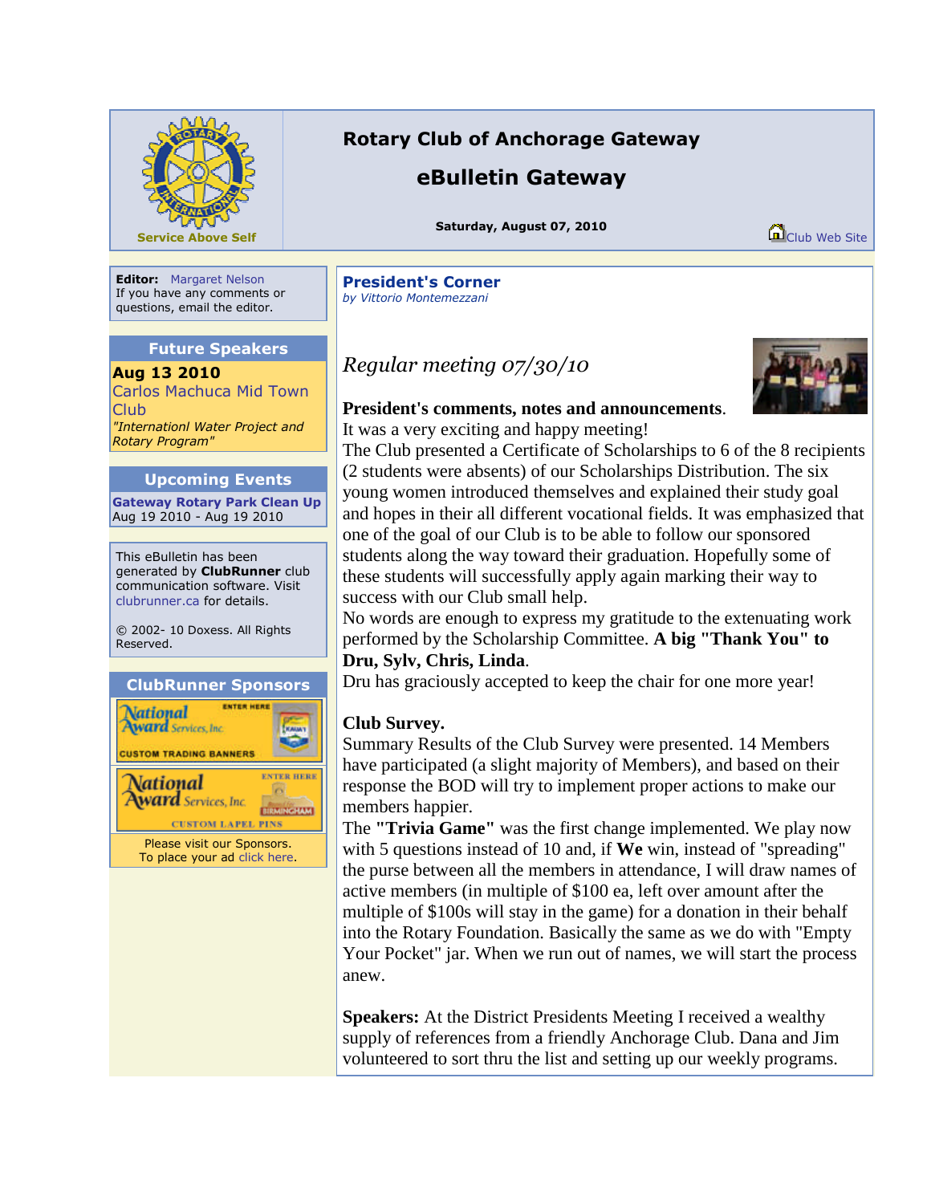Service Above Self

# Rotary Club of Anchorage Gateway

## eBulletin Gateway

**Saturday, August 07, 2010**

Club Web Site

**Editor:** Margaret Nelson
If you have any comments or questions, email the editor.

### Future Speakers

**Aug 13 2010**
Carlos Machuca Mid Town Club
*"Internationl Water Project and Rotary Program"*

### Upcoming Events

**Gateway Rotary Park Clean Up**
Aug 19 2010 - Aug 19 2010

This eBulletin has been generated by **ClubRunner** club communication software. Visit clubrunner.ca for details.

© 2002- 10 Doxess. All Rights Reserved.

### ClubRunner Sponsors

National Award Services, Inc. — ENTER HERE — CUSTOM TRADING BANNERS

National Award Services, Inc. — ENTER HERE — CUSTOM LAPEL PINS

Please visit our Sponsors.
To place your ad click here.

## President's Corner

*by Vittorio Montemezzani*

*Regular meeting 07/30/10*

**President's comments, notes and announcements**.
It was a very exciting and happy meeting!
The Club presented a Certificate of Scholarships to 6 of the 8 recipients (2 students were absents) of our Scholarships Distribution. The six young women introduced themselves and explained their study goal and hopes in their all different vocational fields. It was emphasized that one of the goal of our Club is to be able to follow our sponsored students along the way toward their graduation. Hopefully some of these students will successfully apply again marking their way to success with our Club small help.
No words are enough to express my gratitude to the extenuating work performed by the Scholarship Committee. **A big "Thank You" to Dru, Sylv, Chris, Linda**.
Dru has graciously accepted to keep the chair for one more year!

**Club Survey.**
Summary Results of the Club Survey were presented. 14 Members have participated (a slight majority of Members), and based on their response the BOD will try to implement proper actions to make our members happier.
The **"Trivia Game"** was the first change implemented. We play now with 5 questions instead of 10 and, if **We** win, instead of "spreading" the purse between all the members in attendance, I will draw names of active members (in multiple of $100 ea, left over amount after the multiple of $100s will stay in the game) for a donation in their behalf into the Rotary Foundation. Basically the same as we do with "Empty Your Pocket" jar. When we run out of names, we will start the process anew.

**Speakers:** At the District Presidents Meeting I received a wealthy supply of references from a friendly Anchorage Club. Dana and Jim volunteered to sort thru the list and setting up our weekly programs.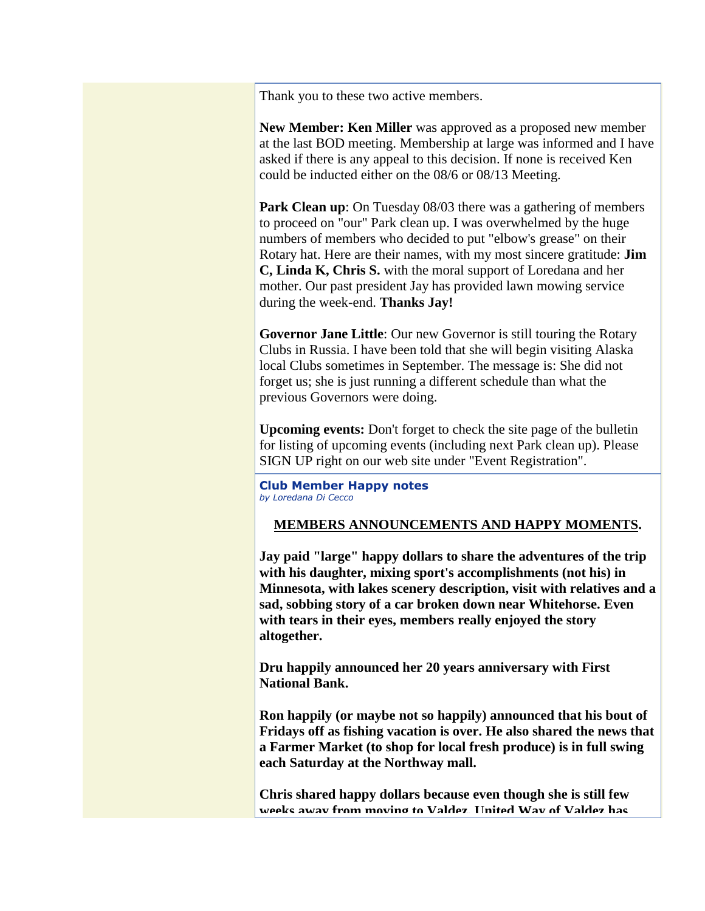Thank you to these two active members.

**New Member: Ken Miller** was approved as a proposed new member at the last BOD meeting. Membership at large was informed and I have asked if there is any appeal to this decision. If none is received Ken could be inducted either on the 08/6 or 08/13 Meeting.

**Park Clean up**: On Tuesday 08/03 there was a gathering of members to proceed on "our" Park clean up. I was overwhelmed by the huge numbers of members who decided to put "elbow's grease" on their Rotary hat. Here are their names, with my most sincere gratitude: **Jim C, Linda K, Chris S.** with the moral support of Loredana and her mother. Our past president Jay has provided lawn mowing service during the week-end. **Thanks Jay!**

**Governor Jane Little**: Our new Governor is still touring the Rotary Clubs in Russia. I have been told that she will begin visiting Alaska local Clubs sometimes in September. The message is: She did not forget us; she is just running a different schedule than what the previous Governors were doing.

**Upcoming events:** Don't forget to check the site page of the bulletin for listing of upcoming events (including next Park clean up). Please SIGN UP right on our web site under "Event Registration".

### Club Member Happy notes

*by Loredana Di Cecco*

**MEMBERS ANNOUNCEMENTS AND HAPPY MOMENTS.**

**Jay paid "large" happy dollars to share the adventures of the trip with his daughter, mixing sport's accomplishments (not his) in Minnesota, with lakes scenery description, visit with relatives and a sad, sobbing story of a car broken down near Whitehorse. Even with tears in their eyes, members really enjoyed the story altogether.**

**Dru happily announced her 20 years anniversary with First National Bank.**

**Ron happily (or maybe not so happily) announced that his bout of Fridays off as fishing vacation is over. He also shared the news that a Farmer Market (to shop for local fresh produce) is in full swing each Saturday at the Northway mall.**

**Chris shared happy dollars because even though she is still few weeks away from moving to Valdez, United Way of Valdez has**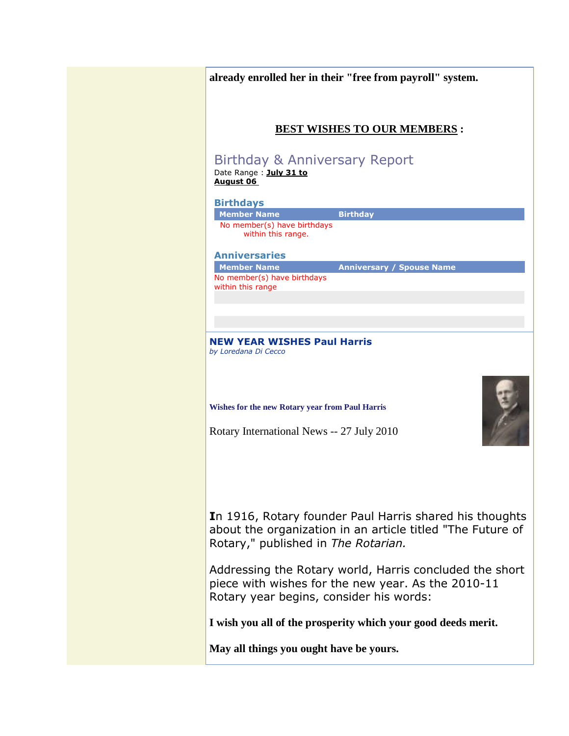**already enrolled her in their "free from payroll" system.**

**BEST WISHES TO OUR MEMBERS :**

## Birthday & Anniversary Report

Date Range : **July 31 to August 06**

### Birthdays

| Member Name | Birthday |
| --- | --- |
| No member(s) have birthdays within this range. | |

### Anniversaries

| Member Name | Anniversary / Spouse Name |
| --- | --- |
| No member(s) have birthdays within this range | |

## NEW YEAR WISHES Paul Harris

*by Loredana Di Cecco*

**Wishes for the new Rotary year from Paul Harris**

Rotary International News -- 27 July 2010

In 1916, Rotary founder Paul Harris shared his thoughts about the organization in an article titled "The Future of Rotary," published in *The Rotarian.*

Addressing the Rotary world, Harris concluded the short piece with wishes for the new year. As the 2010-11 Rotary year begins, consider his words:

**I wish you all of the prosperity which your good deeds merit.**

**May all things you ought have be yours.**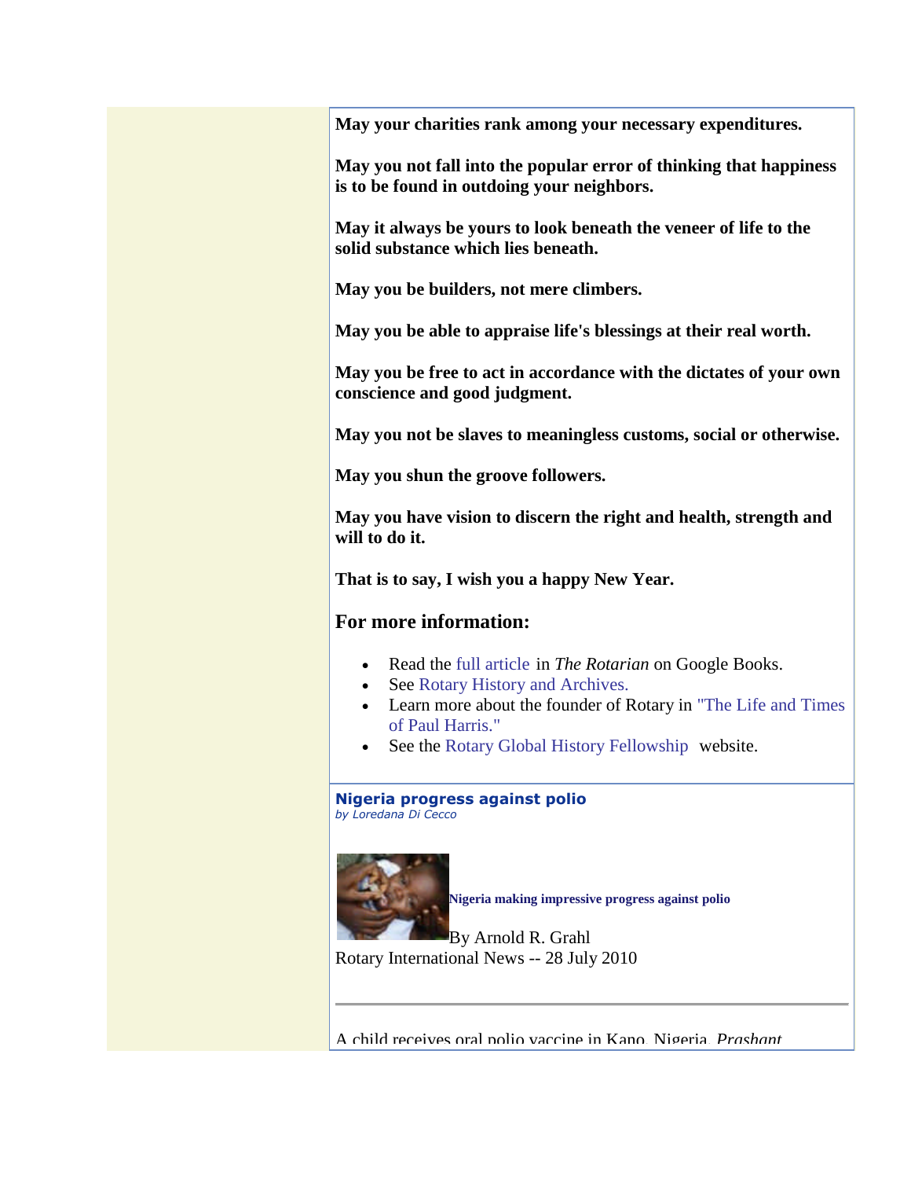**May your charities rank among your necessary expenditures.**

**May you not fall into the popular error of thinking that happiness is to be found in outdoing your neighbors.**

**May it always be yours to look beneath the veneer of life to the solid substance which lies beneath.**

**May you be builders, not mere climbers.**

**May you be able to appraise life's blessings at their real worth.**

**May you be free to act in accordance with the dictates of your own conscience and good judgment.**

**May you not be slaves to meaningless customs, social or otherwise.**

**May you shun the groove followers.**

**May you have vision to discern the right and health, strength and will to do it.**

**That is to say, I wish you a happy New Year.**

## For more information:

- Read the full article in *The Rotarian* on Google Books.
- See Rotary History and Archives.
- Learn more about the founder of Rotary in "The Life and Times of Paul Harris."
- See the Rotary Global History Fellowship website.

---

**Nigeria progress against polio**
*by Loredana Di Cecco*

**Nigeria making impressive progress against polio**

By Arnold R. Grahl
Rotary International News -- 28 July 2010

---

A child receives oral polio vaccine in Kano, Nigeria. *Prashant*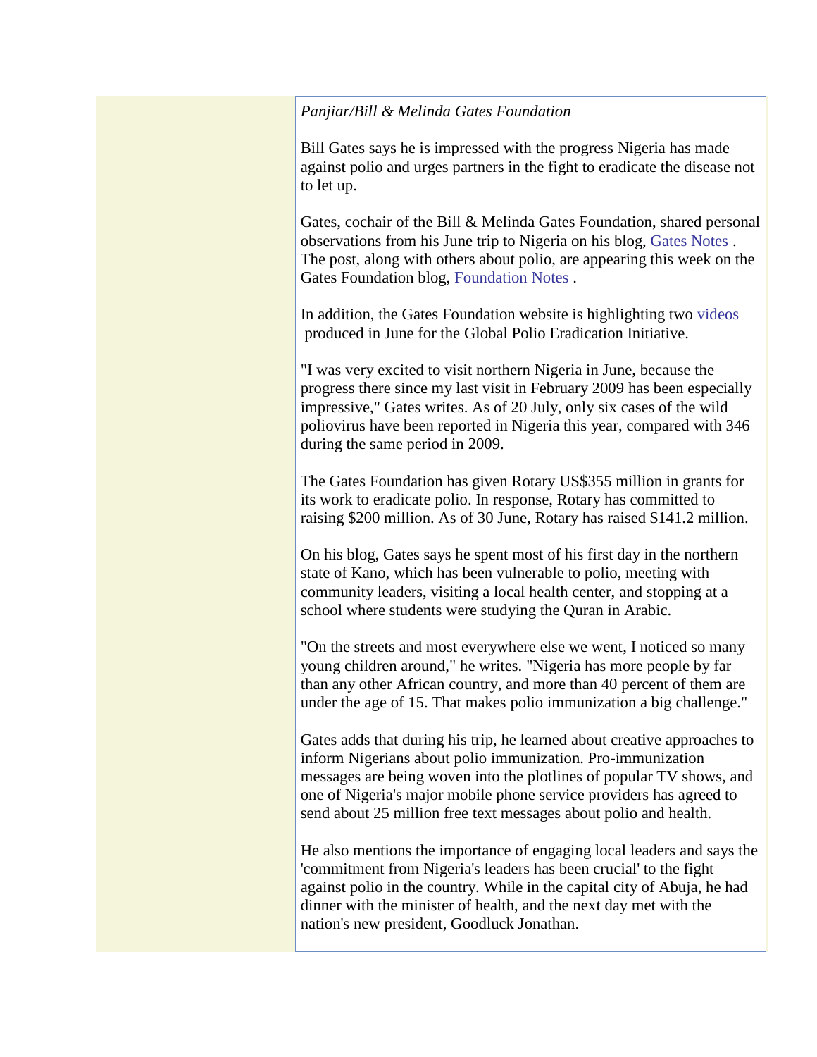*Panjiar/Bill & Melinda Gates Foundation*

Bill Gates says he is impressed with the progress Nigeria has made against polio and urges partners in the fight to eradicate the disease not to let up.

Gates, cochair of the Bill & Melinda Gates Foundation, shared personal observations from his June trip to Nigeria on his blog, Gates Notes . The post, along with others about polio, are appearing this week on the Gates Foundation blog, Foundation Notes .

In addition, the Gates Foundation website is highlighting two videos produced in June for the Global Polio Eradication Initiative.

"I was very excited to visit northern Nigeria in June, because the progress there since my last visit in February 2009 has been especially impressive," Gates writes. As of 20 July, only six cases of the wild poliovirus have been reported in Nigeria this year, compared with 346 during the same period in 2009.

The Gates Foundation has given Rotary US$355 million in grants for its work to eradicate polio. In response, Rotary has committed to raising $200 million. As of 30 June, Rotary has raised $141.2 million.

On his blog, Gates says he spent most of his first day in the northern state of Kano, which has been vulnerable to polio, meeting with community leaders, visiting a local health center, and stopping at a school where students were studying the Quran in Arabic.

"On the streets and most everywhere else we went, I noticed so many young children around," he writes. "Nigeria has more people by far than any other African country, and more than 40 percent of them are under the age of 15. That makes polio immunization a big challenge."

Gates adds that during his trip, he learned about creative approaches to inform Nigerians about polio immunization. Pro-immunization messages are being woven into the plotlines of popular TV shows, and one of Nigeria's major mobile phone service providers has agreed to send about 25 million free text messages about polio and health.

He also mentions the importance of engaging local leaders and says the 'commitment from Nigeria's leaders has been crucial' to the fight against polio in the country. While in the capital city of Abuja, he had dinner with the minister of health, and the next day met with the nation's new president, Goodluck Jonathan.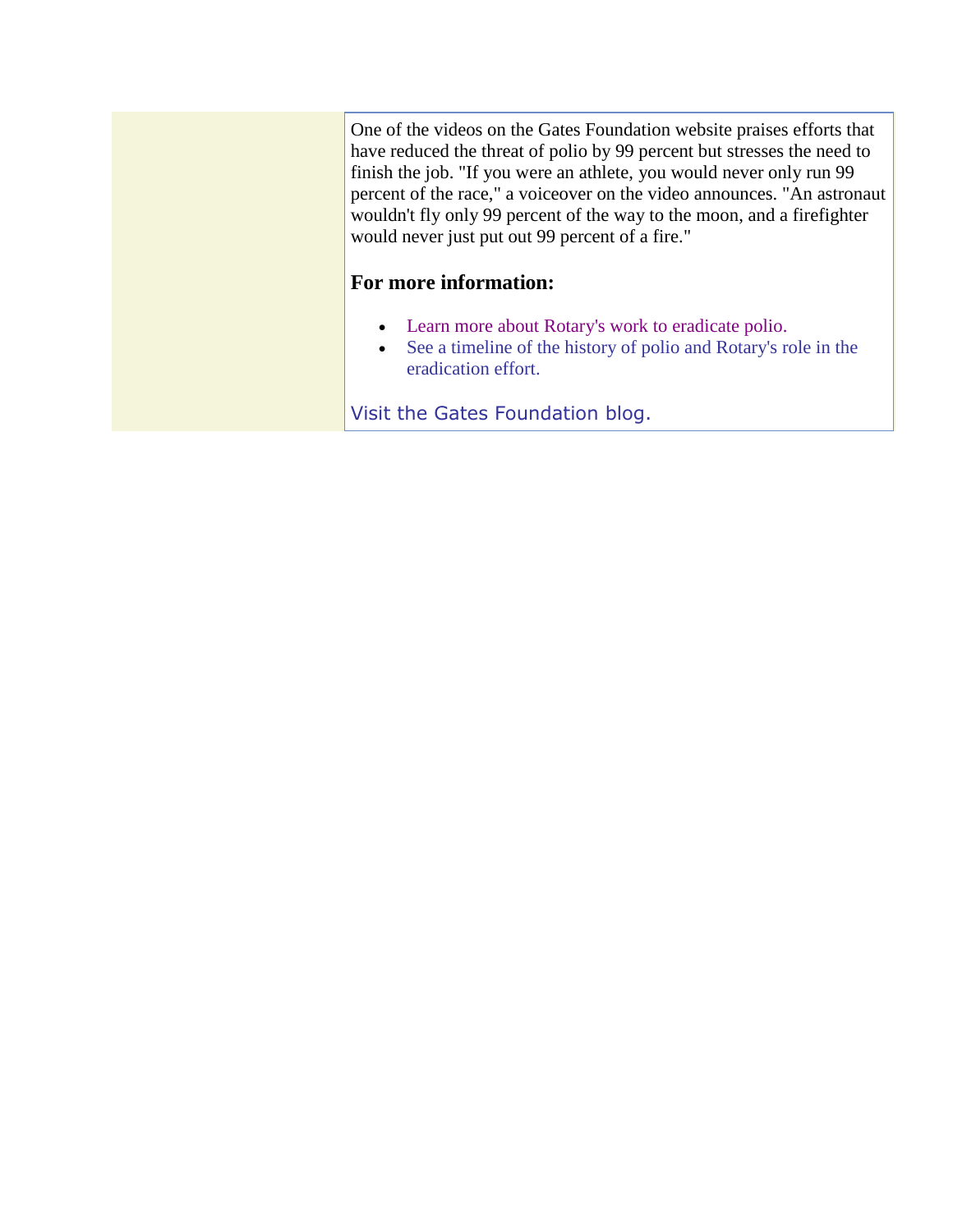One of the videos on the Gates Foundation website praises efforts that have reduced the threat of polio by 99 percent but stresses the need to finish the job. "If you were an athlete, you would never only run 99 percent of the race," a voiceover on the video announces. "An astronaut wouldn't fly only 99 percent of the way to the moon, and a firefighter would never just put out 99 percent of a fire."

### For more information:

- Learn more about Rotary's work to eradicate polio.
- See a timeline of the history of polio and Rotary's role in the eradication effort.

Visit the Gates Foundation blog.